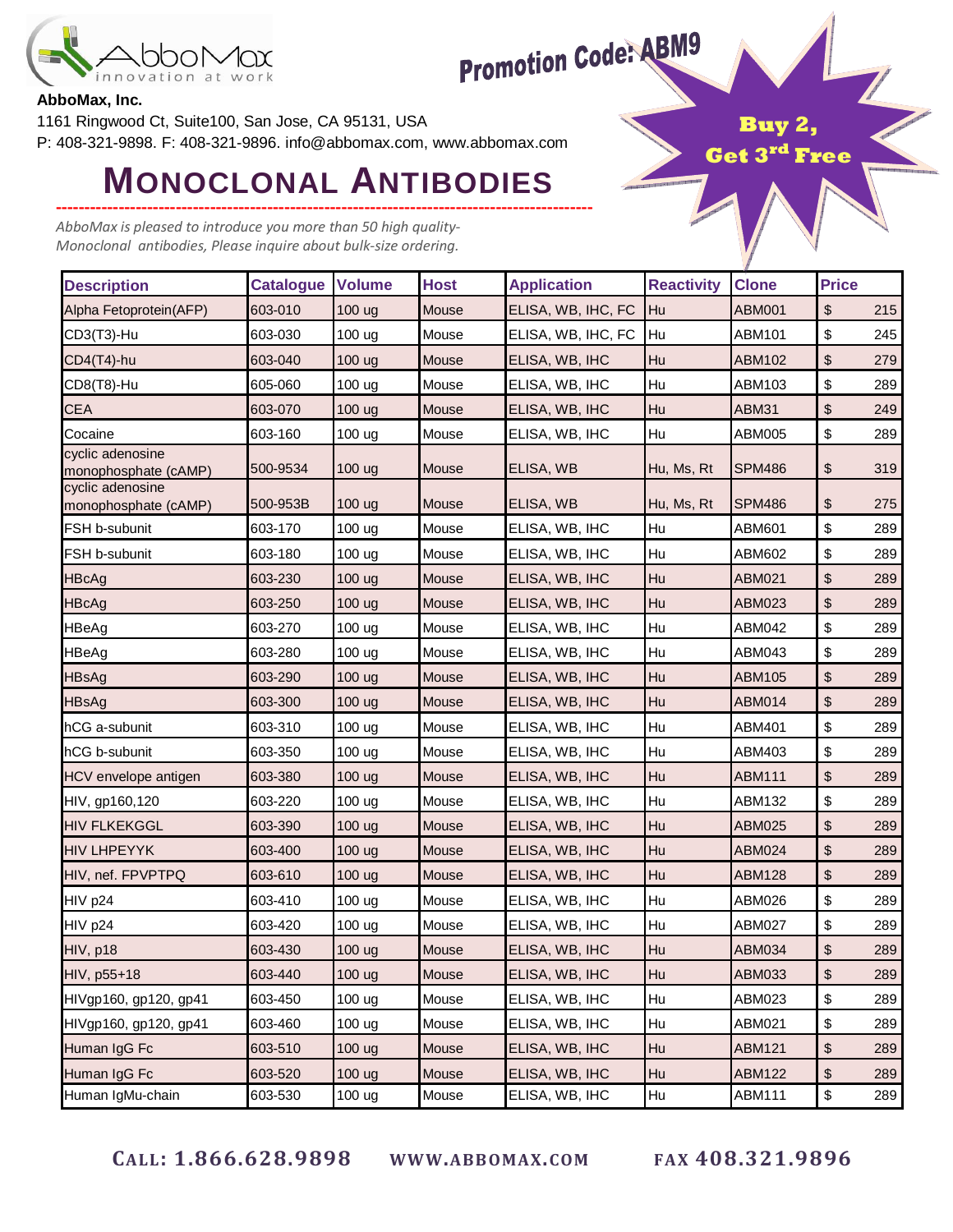**AbboMax, Inc.**
1161 Ringwood Ct, Suite100, San Jose, CA 95131, USA
P: 408-321-9898. F: 408-321-9896. info@abbomax.com, www.abbomax.com

**Promotion Code: ABM9**

**Buy 2, Get 3rd Free**

# MONOCLONAL ANTIBODIES

*AbboMax is pleased to introduce you more than 50 high quality-Monoclonal antibodies, Please inquire about bulk-size ordering.*

| Description | Catalogue | Volume | Host | Application | Reactivity | Clone | Price |
|---|---|---|---|---|---|---|---|
| Alpha Fetoprotein(AFP) | 603-010 | 100 ug | Mouse | ELISA, WB, IHC, FC | Hu | ABM001 | $ 215 |
| CD3(T3)-Hu | 603-030 | 100 ug | Mouse | ELISA, WB, IHC, FC | Hu | ABM101 | $ 245 |
| CD4(T4)-hu | 603-040 | 100 ug | Mouse | ELISA, WB, IHC | Hu | ABM102 | $ 279 |
| CD8(T8)-Hu | 605-060 | 100 ug | Mouse | ELISA, WB, IHC | Hu | ABM103 | $ 289 |
| CEA | 603-070 | 100 ug | Mouse | ELISA, WB, IHC | Hu | ABM31 | $ 249 |
| Cocaine | 603-160 | 100 ug | Mouse | ELISA, WB, IHC | Hu | ABM005 | $ 289 |
| cyclic adenosine monophosphate (cAMP) | 500-9534 | 100 ug | Mouse | ELISA, WB | Hu, Ms, Rt | SPM486 | $ 319 |
| cyclic adenosine monophosphate (cAMP) | 500-953B | 100 ug | Mouse | ELISA, WB | Hu, Ms, Rt | SPM486 | $ 275 |
| FSH b-subunit | 603-170 | 100 ug | Mouse | ELISA, WB, IHC | Hu | ABM601 | $ 289 |
| FSH b-subunit | 603-180 | 100 ug | Mouse | ELISA, WB, IHC | Hu | ABM602 | $ 289 |
| HBcAg | 603-230 | 100 ug | Mouse | ELISA, WB, IHC | Hu | ABM021 | $ 289 |
| HBcAg | 603-250 | 100 ug | Mouse | ELISA, WB, IHC | Hu | ABM023 | $ 289 |
| HBeAg | 603-270 | 100 ug | Mouse | ELISA, WB, IHC | Hu | ABM042 | $ 289 |
| HBeAg | 603-280 | 100 ug | Mouse | ELISA, WB, IHC | Hu | ABM043 | $ 289 |
| HBsAg | 603-290 | 100 ug | Mouse | ELISA, WB, IHC | Hu | ABM105 | $ 289 |
| HBsAg | 603-300 | 100 ug | Mouse | ELISA, WB, IHC | Hu | ABM014 | $ 289 |
| hCG a-subunit | 603-310 | 100 ug | Mouse | ELISA, WB, IHC | Hu | ABM401 | $ 289 |
| hCG b-subunit | 603-350 | 100 ug | Mouse | ELISA, WB, IHC | Hu | ABM403 | $ 289 |
| HCV envelope antigen | 603-380 | 100 ug | Mouse | ELISA, WB, IHC | Hu | ABM111 | $ 289 |
| HIV, gp160,120 | 603-220 | 100 ug | Mouse | ELISA, WB, IHC | Hu | ABM132 | $ 289 |
| HIV FLKEKGGL | 603-390 | 100 ug | Mouse | ELISA, WB, IHC | Hu | ABM025 | $ 289 |
| HIV LHPEYYK | 603-400 | 100 ug | Mouse | ELISA, WB, IHC | Hu | ABM024 | $ 289 |
| HIV, nef. FPVPTPQ | 603-610 | 100 ug | Mouse | ELISA, WB, IHC | Hu | ABM128 | $ 289 |
| HIV p24 | 603-410 | 100 ug | Mouse | ELISA, WB, IHC | Hu | ABM026 | $ 289 |
| HIV p24 | 603-420 | 100 ug | Mouse | ELISA, WB, IHC | Hu | ABM027 | $ 289 |
| HIV, p18 | 603-430 | 100 ug | Mouse | ELISA, WB, IHC | Hu | ABM034 | $ 289 |
| HIV, p55+18 | 603-440 | 100 ug | Mouse | ELISA, WB, IHC | Hu | ABM033 | $ 289 |
| HIVgp160, gp120, gp41 | 603-450 | 100 ug | Mouse | ELISA, WB, IHC | Hu | ABM023 | $ 289 |
| HIVgp160, gp120, gp41 | 603-460 | 100 ug | Mouse | ELISA, WB, IHC | Hu | ABM021 | $ 289 |
| Human IgG Fc | 603-510 | 100 ug | Mouse | ELISA, WB, IHC | Hu | ABM121 | $ 289 |
| Human IgG Fc | 603-520 | 100 ug | Mouse | ELISA, WB, IHC | Hu | ABM122 | $ 289 |
| Human IgMu-chain | 603-530 | 100 ug | Mouse | ELISA, WB, IHC | Hu | ABM111 | $ 289 |

**CALL: 1.866.628.9898** **WWW.ABBOMAX.COM** **FAX 408.321.9896**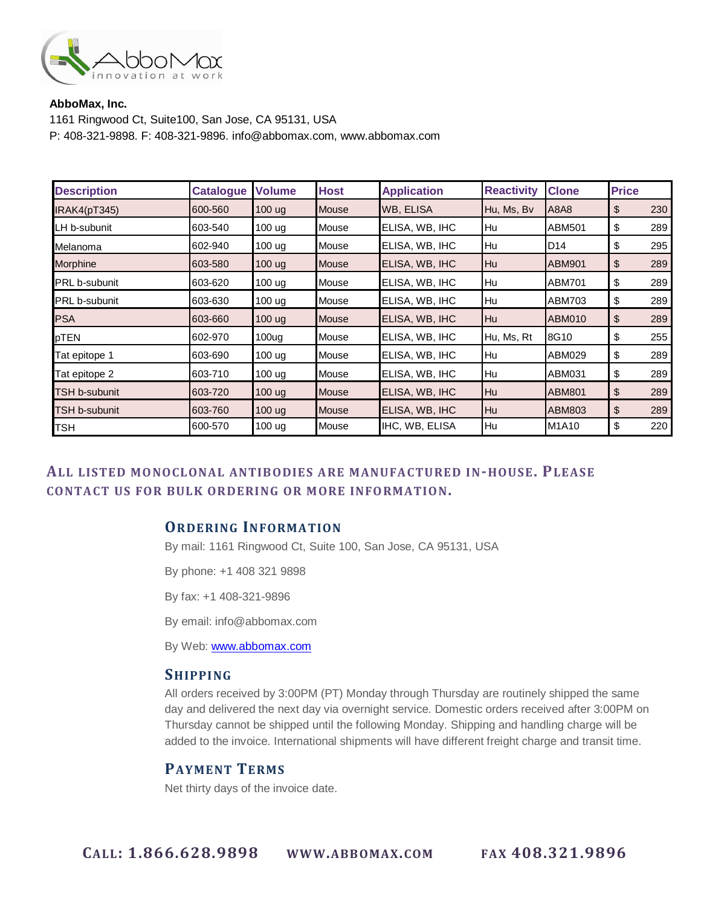**AbboMax, Inc.**

1161 Ringwood Ct, Suite100, San Jose, CA 95131, USA

P: 408-321-9898. F: 408-321-9896. info@abbomax.com, www.abbomax.com

| Description | Catalogue | Volume | Host | Application | Reactivity | Clone | Price |
|---|---|---|---|---|---|---|---|
| IRAK4(pT345) | 600-560 | 100 ug | Mouse | WB, ELISA | Hu, Ms, Bv | A8A8 | $ 230 |
| LH b-subunit | 603-540 | 100 ug | Mouse | ELISA, WB, IHC | Hu | ABM501 | $ 289 |
| Melanoma | 602-940 | 100 ug | Mouse | ELISA, WB, IHC | Hu | D14 | $ 295 |
| Morphine | 603-580 | 100 ug | Mouse | ELISA, WB, IHC | Hu | ABM901 | $ 289 |
| PRL b-subunit | 603-620 | 100 ug | Mouse | ELISA, WB, IHC | Hu | ABM701 | $ 289 |
| PRL b-subunit | 603-630 | 100 ug | Mouse | ELISA, WB, IHC | Hu | ABM703 | $ 289 |
| PSA | 603-660 | 100 ug | Mouse | ELISA, WB, IHC | Hu | ABM010 | $ 289 |
| pTEN | 602-970 | 100ug | Mouse | ELISA, WB, IHC | Hu, Ms, Rt | 8G10 | $ 255 |
| Tat epitope 1 | 603-690 | 100 ug | Mouse | ELISA, WB, IHC | Hu | ABM029 | $ 289 |
| Tat epitope 2 | 603-710 | 100 ug | Mouse | ELISA, WB, IHC | Hu | ABM031 | $ 289 |
| TSH b-subunit | 603-720 | 100 ug | Mouse | ELISA, WB, IHC | Hu | ABM801 | $ 289 |
| TSH b-subunit | 603-760 | 100 ug | Mouse | ELISA, WB, IHC | Hu | ABM803 | $ 289 |
| TSH | 600-570 | 100 ug | Mouse | IHC, WB, ELISA | Hu | M1A10 | $ 220 |

**ALL LISTED MONOCLONAL ANTIBODIES ARE MANUFACTURED IN-HOUSE. PLEASE CONTACT US FOR BULK ORDERING OR MORE INFORMATION.**

## ORDERING INFORMATION

By mail: 1161 Ringwood Ct, Suite 100, San Jose, CA 95131, USA

By phone: +1 408 321 9898

By fax: +1 408-321-9896

By email: info@abbomax.com

By Web: www.abbomax.com

## SHIPPING

All orders received by 3:00PM (PT) Monday through Thursday are routinely shipped the same day and delivered the next day via overnight service. Domestic orders received after 3:00PM on Thursday cannot be shipped until the following Monday. Shipping and handling charge will be added to the invoice. International shipments will have different freight charge and transit time.

## PAYMENT TERMS

Net thirty days of the invoice date.

CALL: 1.866.628.9898 WWW.ABBOMAX.COM FAX 408.321.9896